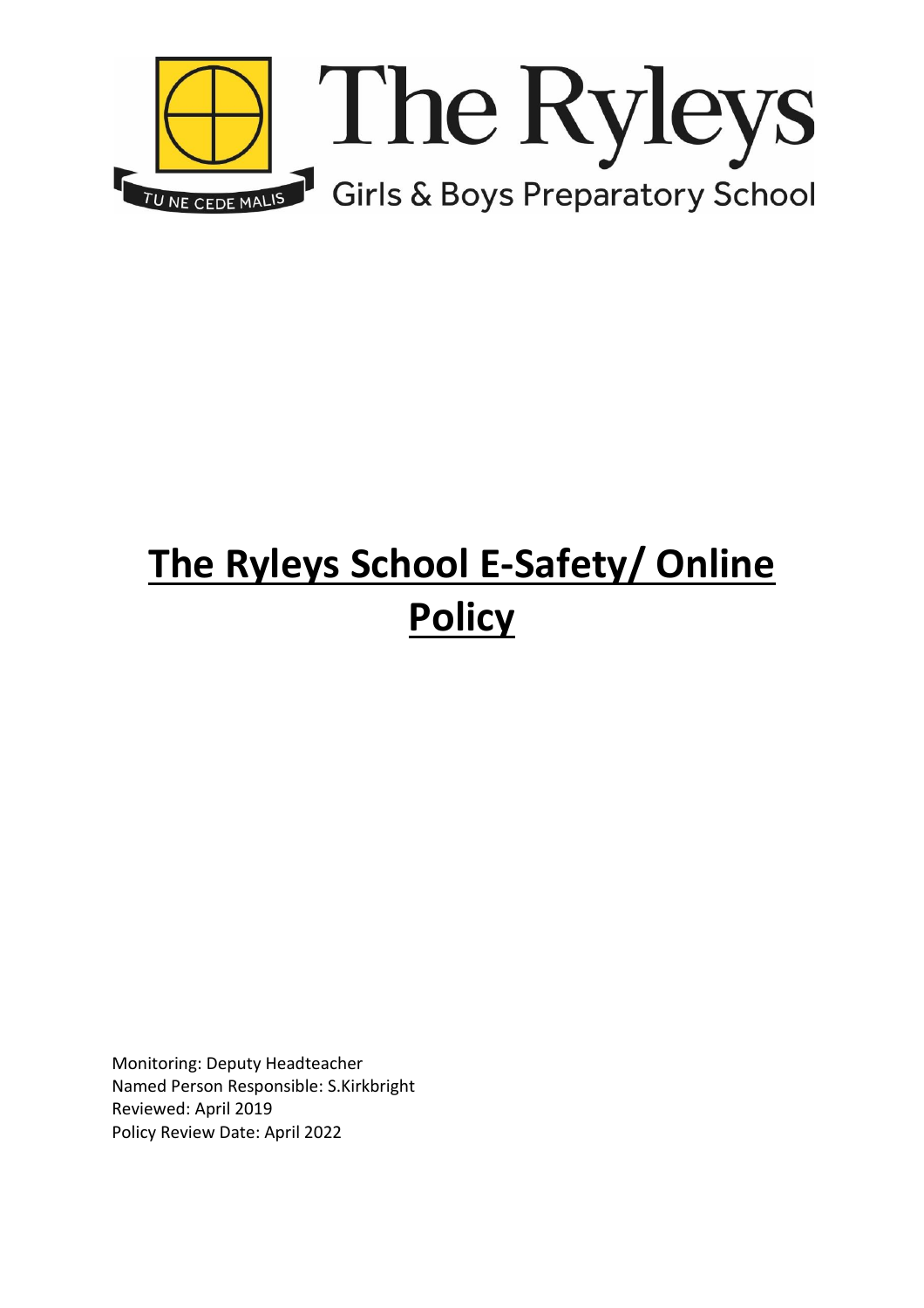The Ryleys

TU NE CEDE MALIS

Girls & Boys Preparatory School

# **The Ryleys School E-Safety/ Online Policy**

Monitoring: Deputy Headteacher
Named Person Responsible: S.Kirkbright
Reviewed: April 2019
Policy Review Date: April 2022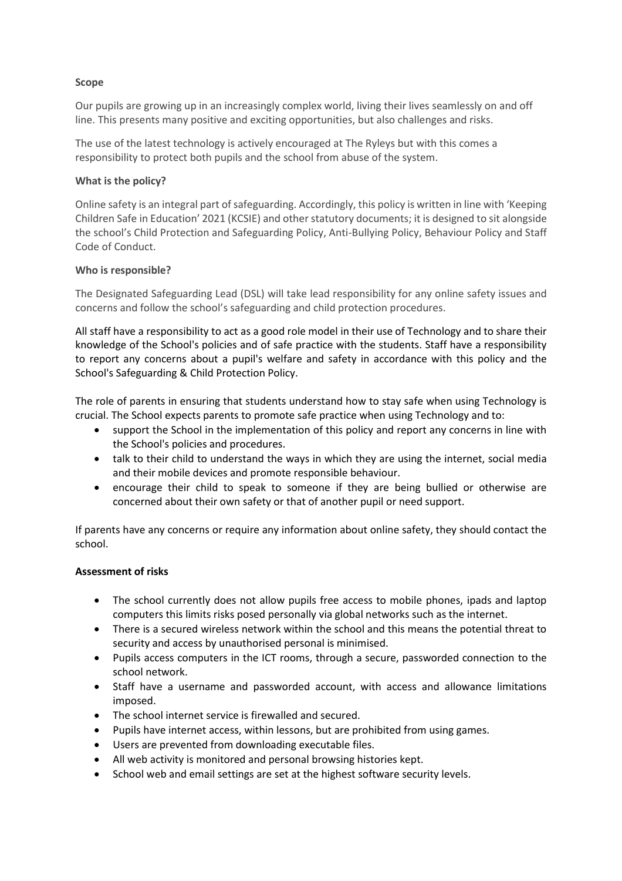**Scope**

Our pupils are growing up in an increasingly complex world, living their lives seamlessly on and off line. This presents many positive and exciting opportunities, but also challenges and risks.

The use of the latest technology is actively encouraged at The Ryleys but with this comes a responsibility to protect both pupils and the school from abuse of the system.

**What is the policy?**

Online safety is an integral part of safeguarding. Accordingly, this policy is written in line with 'Keeping Children Safe in Education' 2021 (KCSIE) and other statutory documents; it is designed to sit alongside the school's Child Protection and Safeguarding Policy, Anti-Bullying Policy, Behaviour Policy and Staff Code of Conduct.

**Who is responsible?**

The Designated Safeguarding Lead (DSL) will take lead responsibility for any online safety issues and concerns and follow the school's safeguarding and child protection procedures.

All staff have a responsibility to act as a good role model in their use of Technology and to share their knowledge of the School's policies and of safe practice with the students. Staff have a responsibility to report any concerns about a pupil's welfare and safety in accordance with this policy and the School's Safeguarding & Child Protection Policy.

The role of parents in ensuring that students understand how to stay safe when using Technology is crucial. The School expects parents to promote safe practice when using Technology and to:

- support the School in the implementation of this policy and report any concerns in line with the School's policies and procedures.
- talk to their child to understand the ways in which they are using the internet, social media and their mobile devices and promote responsible behaviour.
- encourage their child to speak to someone if they are being bullied or otherwise are concerned about their own safety or that of another pupil or need support.

If parents have any concerns or require any information about online safety, they should contact the school.

**Assessment of risks**

- The school currently does not allow pupils free access to mobile phones, ipads and laptop computers this limits risks posed personally via global networks such as the internet.
- There is a secured wireless network within the school and this means the potential threat to security and access by unauthorised personal is minimised.
- Pupils access computers in the ICT rooms, through a secure, passworded connection to the school network.
- Staff have a username and passworded account, with access and allowance limitations imposed.
- The school internet service is firewalled and secured.
- Pupils have internet access, within lessons, but are prohibited from using games.
- Users are prevented from downloading executable files.
- All web activity is monitored and personal browsing histories kept.
- School web and email settings are set at the highest software security levels.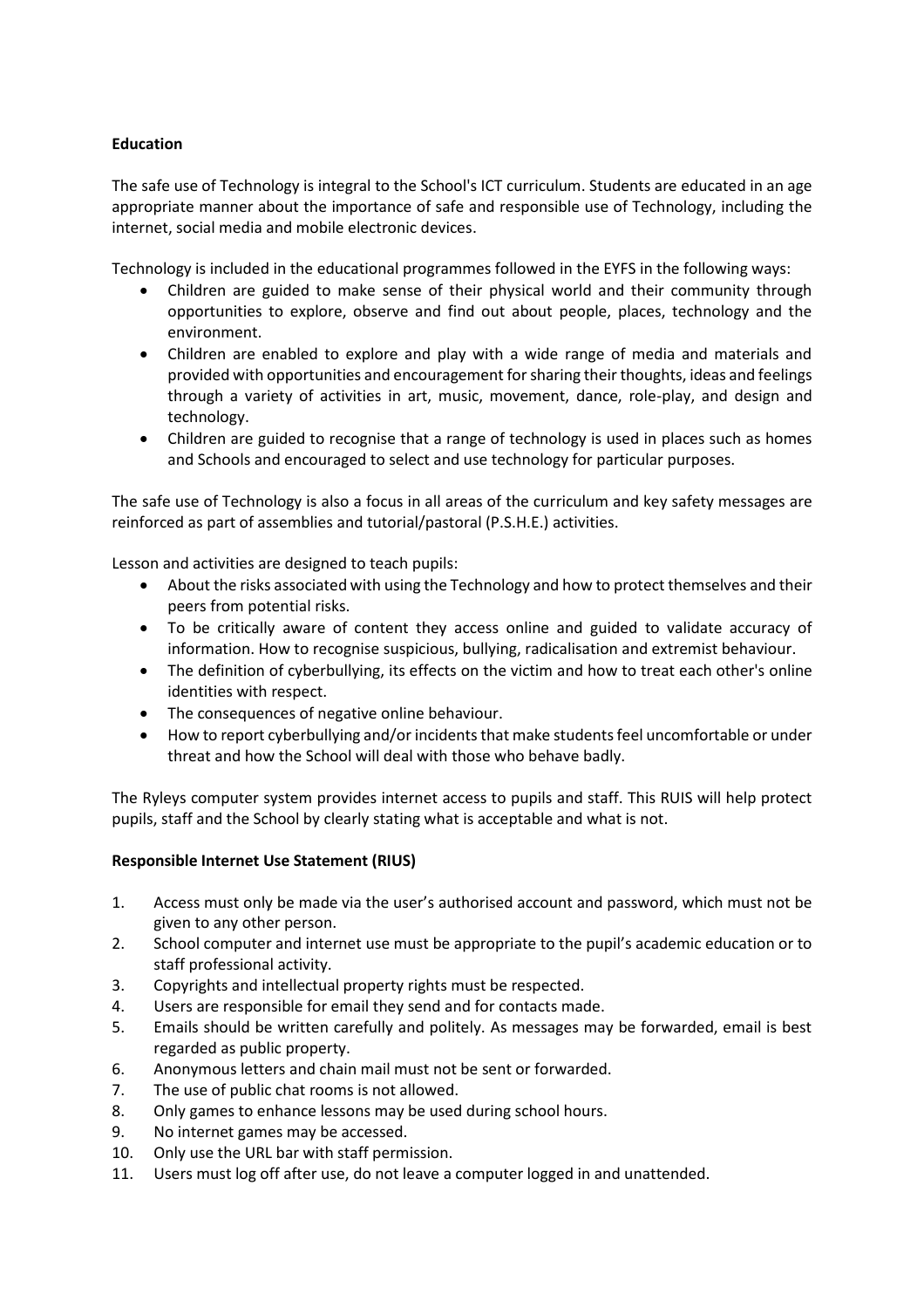**Education**

The safe use of Technology is integral to the School's ICT curriculum. Students are educated in an age appropriate manner about the importance of safe and responsible use of Technology, including the internet, social media and mobile electronic devices.

Technology is included in the educational programmes followed in the EYFS in the following ways:

- Children are guided to make sense of their physical world and their community through opportunities to explore, observe and find out about people, places, technology and the environment.
- Children are enabled to explore and play with a wide range of media and materials and provided with opportunities and encouragement for sharing their thoughts, ideas and feelings through a variety of activities in art, music, movement, dance, role-play, and design and technology.
- Children are guided to recognise that a range of technology is used in places such as homes and Schools and encouraged to select and use technology for particular purposes.

The safe use of Technology is also a focus in all areas of the curriculum and key safety messages are reinforced as part of assemblies and tutorial/pastoral (P.S.H.E.) activities.

Lesson and activities are designed to teach pupils:

- About the risks associated with using the Technology and how to protect themselves and their peers from potential risks.
- To be critically aware of content they access online and guided to validate accuracy of information. How to recognise suspicious, bullying, radicalisation and extremist behaviour.
- The definition of cyberbullying, its effects on the victim and how to treat each other's online identities with respect.
- The consequences of negative online behaviour.
- How to report cyberbullying and/or incidents that make students feel uncomfortable or under threat and how the School will deal with those who behave badly.

The Ryleys computer system provides internet access to pupils and staff. This RUIS will help protect pupils, staff and the School by clearly stating what is acceptable and what is not.

**Responsible Internet Use Statement (RIUS)**

1. Access must only be made via the user's authorised account and password, which must not be given to any other person.
2. School computer and internet use must be appropriate to the pupil's academic education or to staff professional activity.
3. Copyrights and intellectual property rights must be respected.
4. Users are responsible for email they send and for contacts made.
5. Emails should be written carefully and politely. As messages may be forwarded, email is best regarded as public property.
6. Anonymous letters and chain mail must not be sent or forwarded.
7. The use of public chat rooms is not allowed.
8. Only games to enhance lessons may be used during school hours.
9. No internet games may be accessed.
10. Only use the URL bar with staff permission.
11. Users must log off after use, do not leave a computer logged in and unattended.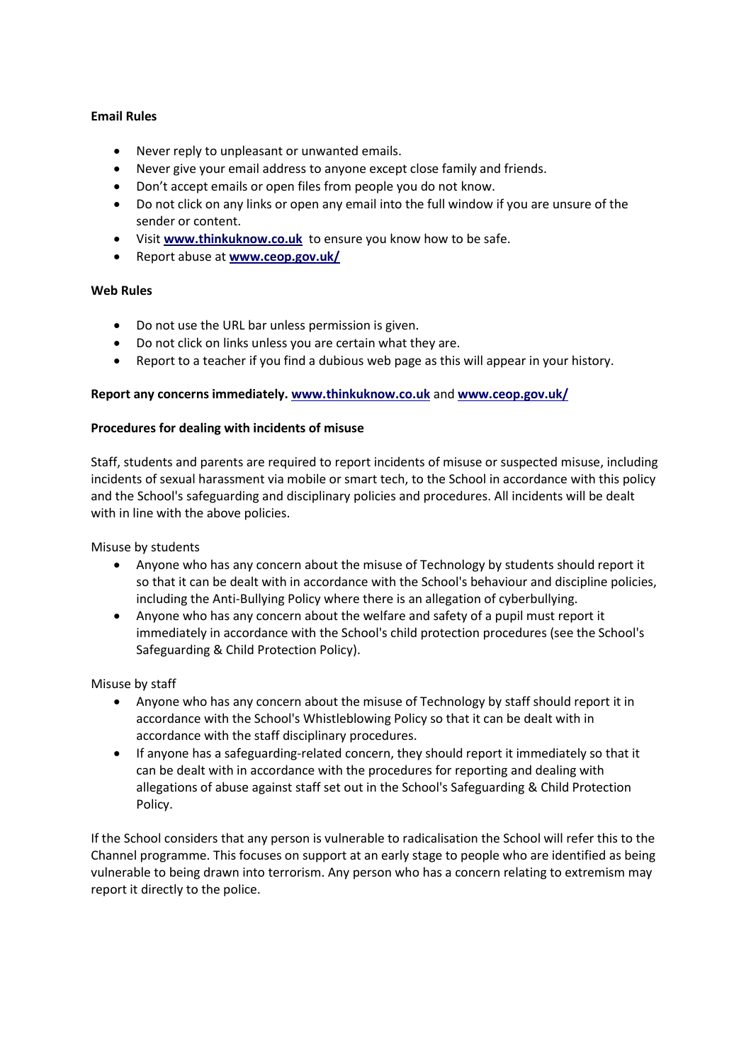**Email Rules**

- Never reply to unpleasant or unwanted emails.
- Never give your email address to anyone except close family and friends.
- Don't accept emails or open files from people you do not know.
- Do not click on any links or open any email into the full window if you are unsure of the sender or content.
- Visit **www.thinkuknow.co.uk** to ensure you know how to be safe.
- Report abuse at **www.ceop.gov.uk/**

**Web Rules**

- Do not use the URL bar unless permission is given.
- Do not click on links unless you are certain what they are.
- Report to a teacher if you find a dubious web page as this will appear in your history.

**Report any concerns immediately. www.thinkuknow.co.uk** and **www.ceop.gov.uk/**

**Procedures for dealing with incidents of misuse**

Staff, students and parents are required to report incidents of misuse or suspected misuse, including incidents of sexual harassment via mobile or smart tech, to the School in accordance with this policy and the School's safeguarding and disciplinary policies and procedures. All incidents will be dealt with in line with the above policies.

Misuse by students

- Anyone who has any concern about the misuse of Technology by students should report it so that it can be dealt with in accordance with the School's behaviour and discipline policies, including the Anti-Bullying Policy where there is an allegation of cyberbullying.
- Anyone who has any concern about the welfare and safety of a pupil must report it immediately in accordance with the School's child protection procedures (see the School's Safeguarding & Child Protection Policy).

Misuse by staff

- Anyone who has any concern about the misuse of Technology by staff should report it in accordance with the School's Whistleblowing Policy so that it can be dealt with in accordance with the staff disciplinary procedures.
- If anyone has a safeguarding-related concern, they should report it immediately so that it can be dealt with in accordance with the procedures for reporting and dealing with allegations of abuse against staff set out in the School's Safeguarding & Child Protection Policy.

If the School considers that any person is vulnerable to radicalisation the School will refer this to the Channel programme. This focuses on support at an early stage to people who are identified as being vulnerable to being drawn into terrorism. Any person who has a concern relating to extremism may report it directly to the police.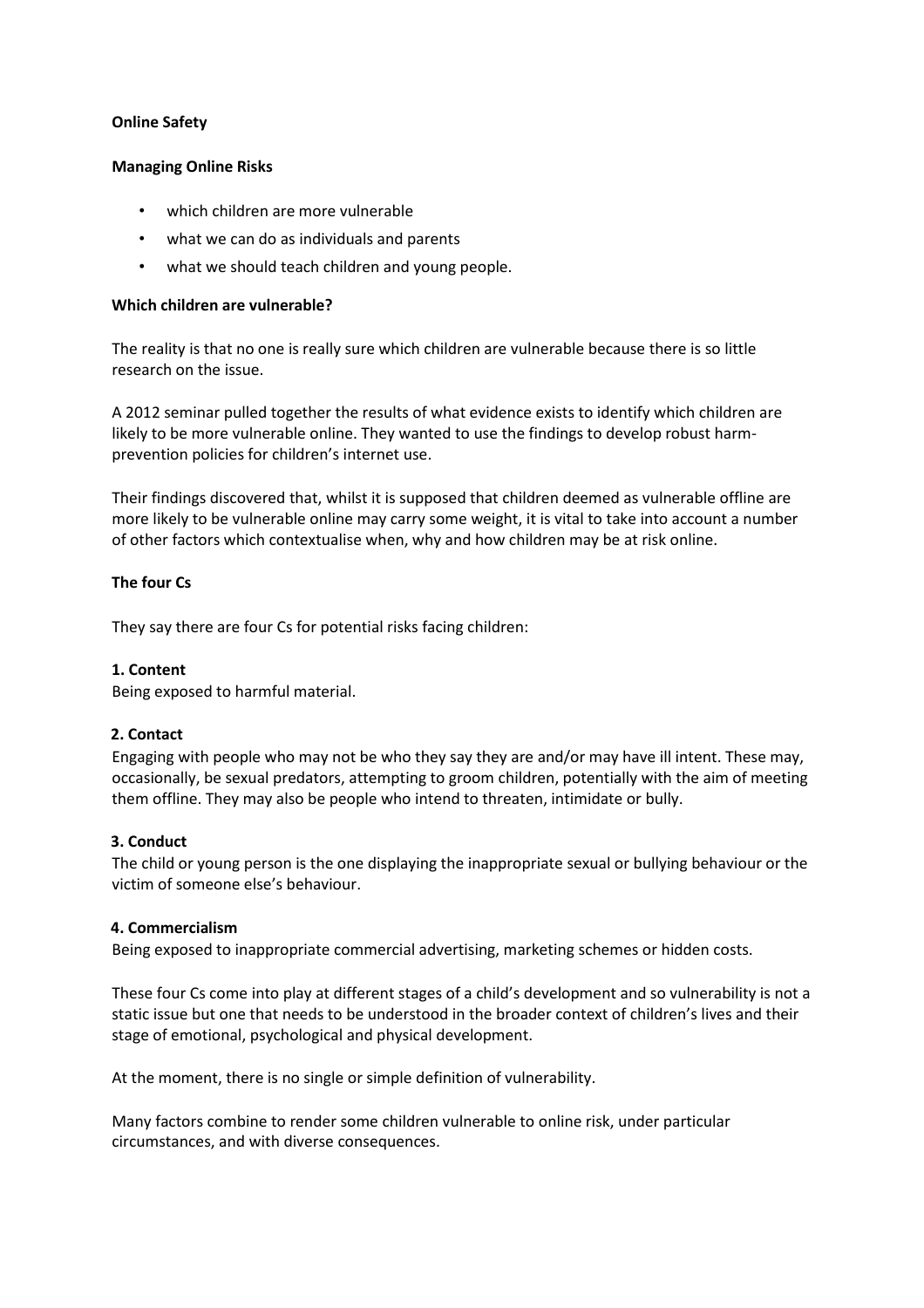**Online Safety**

**Managing Online Risks**

- which children are more vulnerable
- what we can do as individuals and parents
- what we should teach children and young people.

**Which children are vulnerable?**

The reality is that no one is really sure which children are vulnerable because there is so little research on the issue.

A 2012 seminar pulled together the results of what evidence exists to identify which children are likely to be more vulnerable online. They wanted to use the findings to develop robust harm-prevention policies for children's internet use.

Their findings discovered that, whilst it is supposed that children deemed as vulnerable offline are more likely to be vulnerable online may carry some weight, it is vital to take into account a number of other factors which contextualise when, why and how children may be at risk online.

**The four Cs**

They say there are four Cs for potential risks facing children:

**1. Content**
Being exposed to harmful material.

**2. Contact**
Engaging with people who may not be who they say they are and/or may have ill intent. These may, occasionally, be sexual predators, attempting to groom children, potentially with the aim of meeting them offline. They may also be people who intend to threaten, intimidate or bully.

**3. Conduct**
The child or young person is the one displaying the inappropriate sexual or bullying behaviour or the victim of someone else's behaviour.

**4. Commercialism**
Being exposed to inappropriate commercial advertising, marketing schemes or hidden costs.

These four Cs come into play at different stages of a child's development and so vulnerability is not a static issue but one that needs to be understood in the broader context of children's lives and their stage of emotional, psychological and physical development.

At the moment, there is no single or simple definition of vulnerability.

Many factors combine to render some children vulnerable to online risk, under particular circumstances, and with diverse consequences.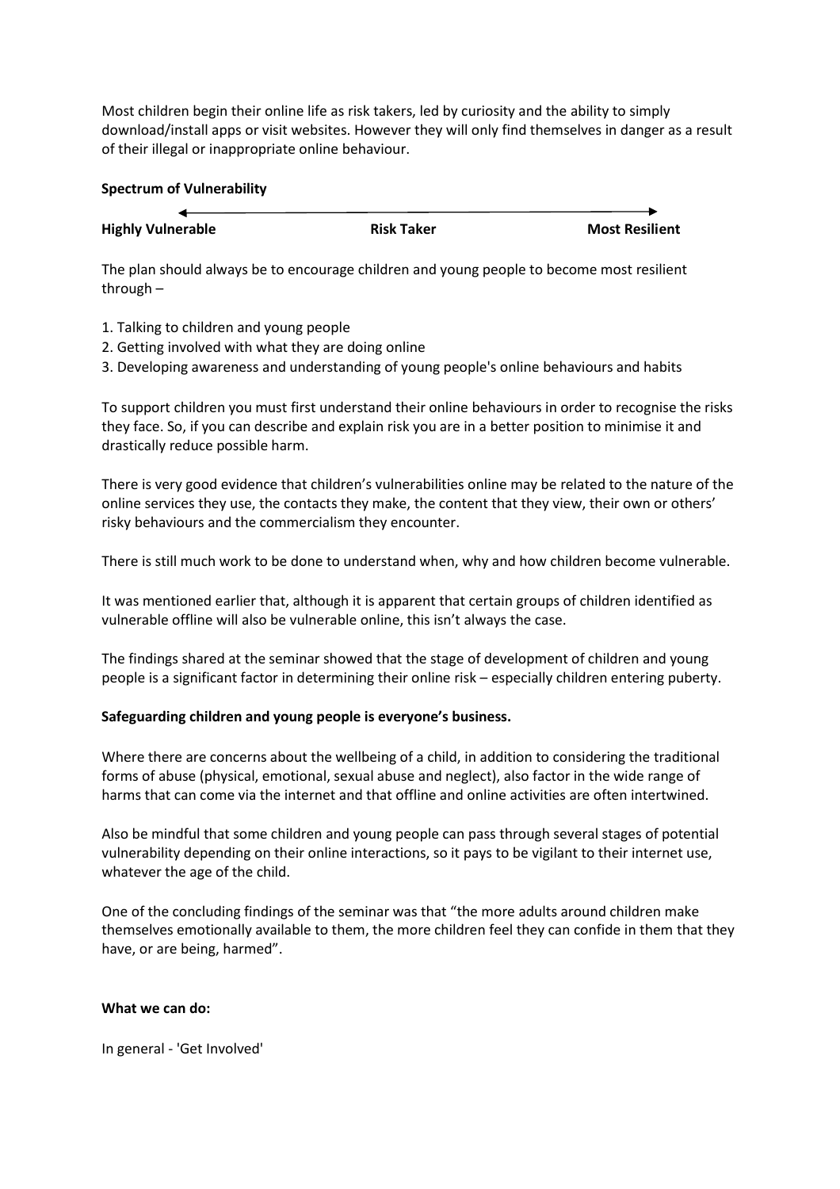Most children begin their online life as risk takers, led by curiosity and the ability to simply download/install apps or visit websites. However they will only find themselves in danger as a result of their illegal or inappropriate online behaviour.

**Spectrum of Vulnerability**

←――――――――――――――――――――――――――――――――→

**Highly Vulnerable** **Risk Taker** **Most Resilient**

The plan should always be to encourage children and young people to become most resilient through –

1. Talking to children and young people
2. Getting involved with what they are doing online
3. Developing awareness and understanding of young people's online behaviours and habits

To support children you must first understand their online behaviours in order to recognise the risks they face. So, if you can describe and explain risk you are in a better position to minimise it and drastically reduce possible harm.

There is very good evidence that children's vulnerabilities online may be related to the nature of the online services they use, the contacts they make, the content that they view, their own or others' risky behaviours and the commercialism they encounter.

There is still much work to be done to understand when, why and how children become vulnerable.

It was mentioned earlier that, although it is apparent that certain groups of children identified as vulnerable offline will also be vulnerable online, this isn't always the case.

The findings shared at the seminar showed that the stage of development of children and young people is a significant factor in determining their online risk – especially children entering puberty.

**Safeguarding children and young people is everyone's business.**

Where there are concerns about the wellbeing of a child, in addition to considering the traditional forms of abuse (physical, emotional, sexual abuse and neglect), also factor in the wide range of harms that can come via the internet and that offline and online activities are often intertwined.

Also be mindful that some children and young people can pass through several stages of potential vulnerability depending on their online interactions, so it pays to be vigilant to their internet use, whatever the age of the child.

One of the concluding findings of the seminar was that "the more adults around children make themselves emotionally available to them, the more children feel they can confide in them that they have, or are being, harmed".

**What we can do:**

In general - 'Get Involved'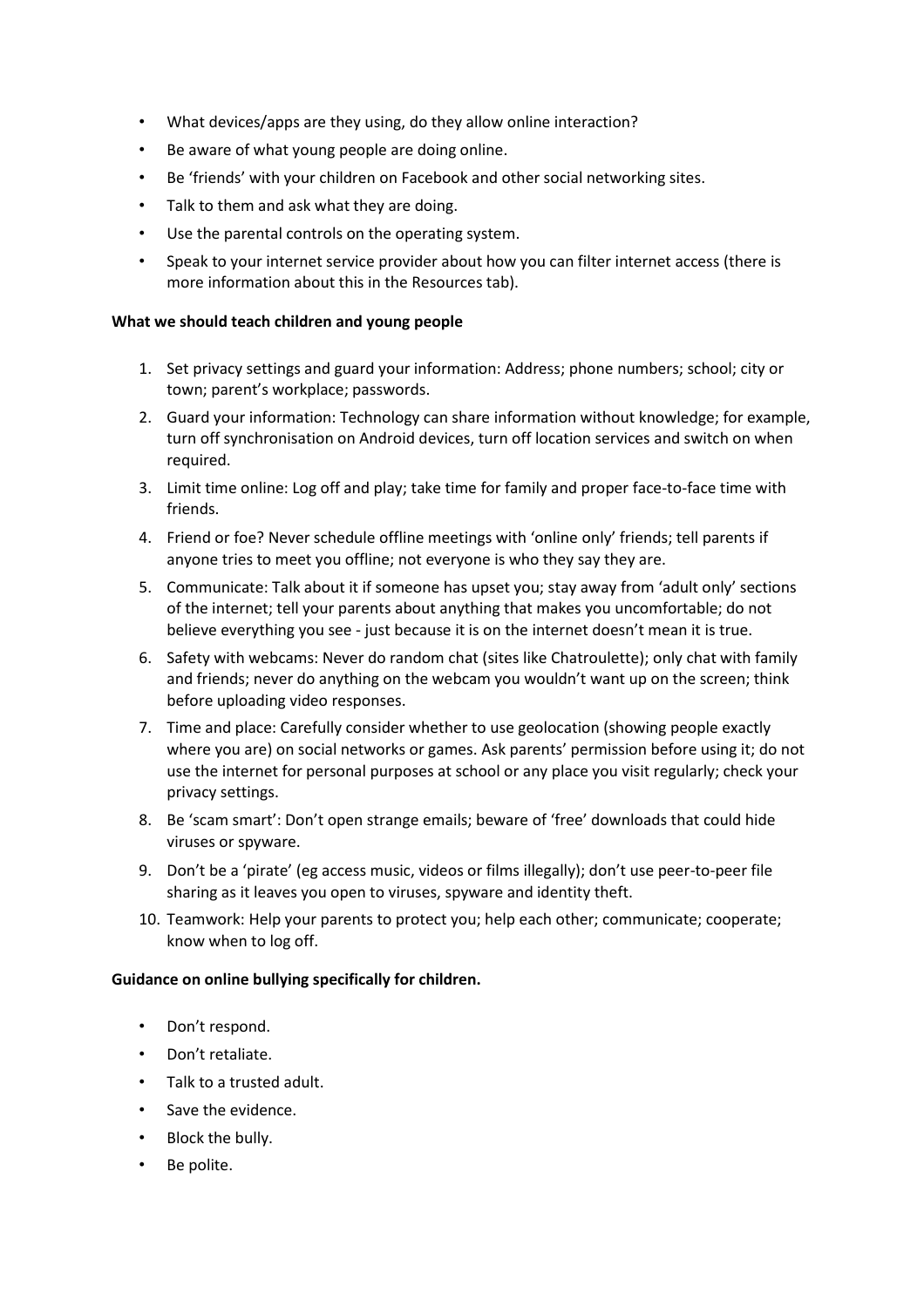- What devices/apps are they using, do they allow online interaction?
- Be aware of what young people are doing online.
- Be 'friends' with your children on Facebook and other social networking sites.
- Talk to them and ask what they are doing.
- Use the parental controls on the operating system.
- Speak to your internet service provider about how you can filter internet access (there is more information about this in the Resources tab).

**What we should teach children and young people**

1. Set privacy settings and guard your information: Address; phone numbers; school; city or town; parent's workplace; passwords.
2. Guard your information: Technology can share information without knowledge; for example, turn off synchronisation on Android devices, turn off location services and switch on when required.
3. Limit time online: Log off and play; take time for family and proper face-to-face time with friends.
4. Friend or foe? Never schedule offline meetings with 'online only' friends; tell parents if anyone tries to meet you offline; not everyone is who they say they are.
5. Communicate: Talk about it if someone has upset you; stay away from 'adult only' sections of the internet; tell your parents about anything that makes you uncomfortable; do not believe everything you see - just because it is on the internet doesn't mean it is true.
6. Safety with webcams: Never do random chat (sites like Chatroulette); only chat with family and friends; never do anything on the webcam you wouldn't want up on the screen; think before uploading video responses.
7. Time and place: Carefully consider whether to use geolocation (showing people exactly where you are) on social networks or games. Ask parents' permission before using it; do not use the internet for personal purposes at school or any place you visit regularly; check your privacy settings.
8. Be 'scam smart': Don't open strange emails; beware of 'free' downloads that could hide viruses or spyware.
9. Don't be a 'pirate' (eg access music, videos or films illegally); don't use peer-to-peer file sharing as it leaves you open to viruses, spyware and identity theft.
10. Teamwork: Help your parents to protect you; help each other; communicate; cooperate; know when to log off.

**Guidance on online bullying specifically for children.**

- Don't respond.
- Don't retaliate.
- Talk to a trusted adult.
- Save the evidence.
- Block the bully.
- Be polite.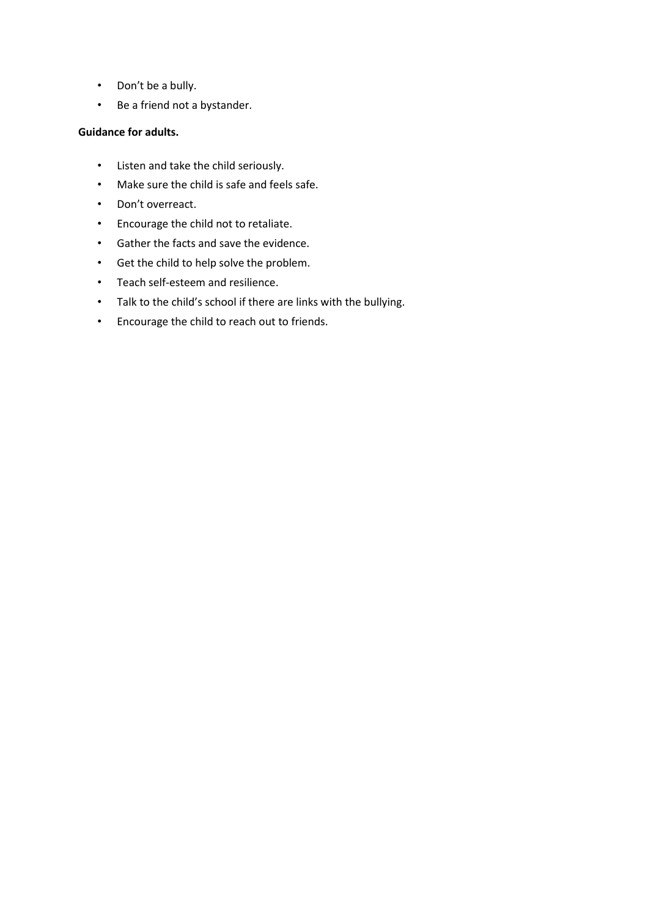- Don't be a bully.
- Be a friend not a bystander.

**Guidance for adults.**

- Listen and take the child seriously.
- Make sure the child is safe and feels safe.
- Don't overreact.
- Encourage the child not to retaliate.
- Gather the facts and save the evidence.
- Get the child to help solve the problem.
- Teach self-esteem and resilience.
- Talk to the child's school if there are links with the bullying.
- Encourage the child to reach out to friends.